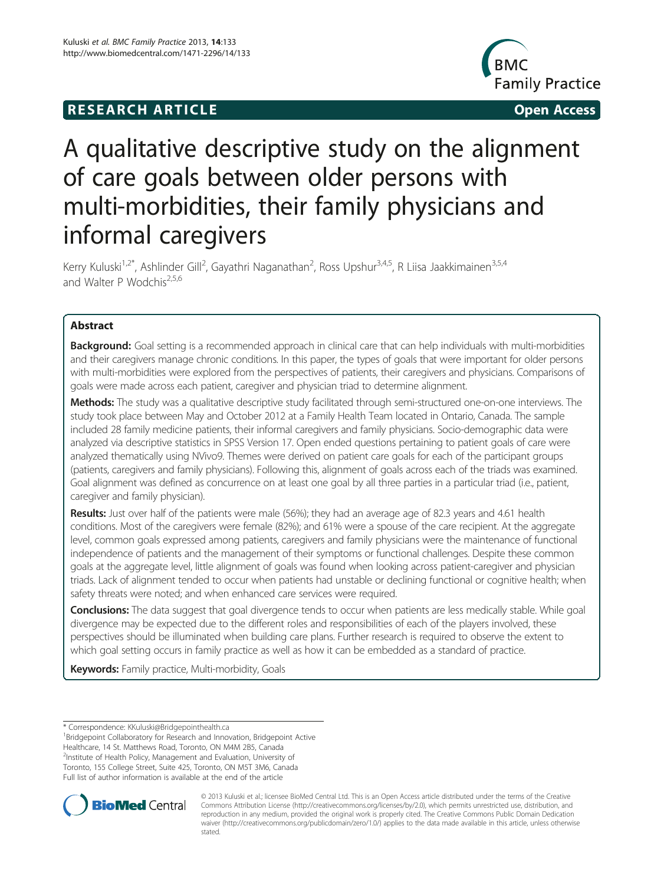RESEARCH ARTICLE Open Access

# A qualitative descriptive study on the alignment of care goals between older persons with multi-morbidities, their family physicians and informal caregivers

Kerry Kuluski[1,2*], Ashlinder Gill[2], Gayathri Naganathan[2], Ross Upshur[3,4,5], R Liisa Jaakkimainen[3,5,4] and Walter P Wodchis[2,5,6]

## Abstract

**Background:** Goal setting is a recommended approach in clinical care that can help individuals with multi-morbidities and their caregivers manage chronic conditions. In this paper, the types of goals that were important for older persons with multi-morbidities were explored from the perspectives of patients, their caregivers and physicians. Comparisons of goals were made across each patient, caregiver and physician triad to determine alignment.

**Methods:** The study was a qualitative descriptive study facilitated through semi-structured one-on-one interviews. The study took place between May and October 2012 at a Family Health Team located in Ontario, Canada. The sample included 28 family medicine patients, their informal caregivers and family physicians. Socio-demographic data were analyzed via descriptive statistics in SPSS Version 17. Open ended questions pertaining to patient goals of care were analyzed thematically using NVivo9. Themes were derived on patient care goals for each of the participant groups (patients, caregivers and family physicians). Following this, alignment of goals across each of the triads was examined. Goal alignment was defined as concurrence on at least one goal by all three parties in a particular triad (i.e., patient, caregiver and family physician).

**Results:** Just over half of the patients were male (56%); they had an average age of 82.3 years and 4.61 health conditions. Most of the caregivers were female (82%); and 61% were a spouse of the care recipient. At the aggregate level, common goals expressed among patients, caregivers and family physicians were the maintenance of functional independence of patients and the management of their symptoms or functional challenges. Despite these common goals at the aggregate level, little alignment of goals was found when looking across patient-caregiver and physician triads. Lack of alignment tended to occur when patients had unstable or declining functional or cognitive health; when safety threats were noted; and when enhanced care services were required.

**Conclusions:** The data suggest that goal divergence tends to occur when patients are less medically stable. While goal divergence may be expected due to the different roles and responsibilities of each of the players involved, these perspectives should be illuminated when building care plans. Further research is required to observe the extent to which goal setting occurs in family practice as well as how it can be embedded as a standard of practice.

**Keywords:** Family practice, Multi-morbidity, Goals

---

\* Correspondence: KKuluski@Bridgepointhealth.ca
[1]Bridgepoint Collaboratory for Research and Innovation, Bridgepoint Active Healthcare, 14 St. Matthews Road, Toronto, ON M4M 2B5, Canada
[2]Institute of Health Policy, Management and Evaluation, University of Toronto, 155 College Street, Suite 425, Toronto, ON M5T 3M6, Canada
Full list of author information is available at the end of the article

© 2013 Kuluski et al.; licensee BioMed Central Ltd. This is an Open Access article distributed under the terms of the Creative Commons Attribution License (http://creativecommons.org/licenses/by/2.0), which permits unrestricted use, distribution, and reproduction in any medium, provided the original work is properly cited. The Creative Commons Public Domain Dedication waiver (http://creativecommons.org/publicdomain/zero/1.0/) applies to the data made available in this article, unless otherwise stated.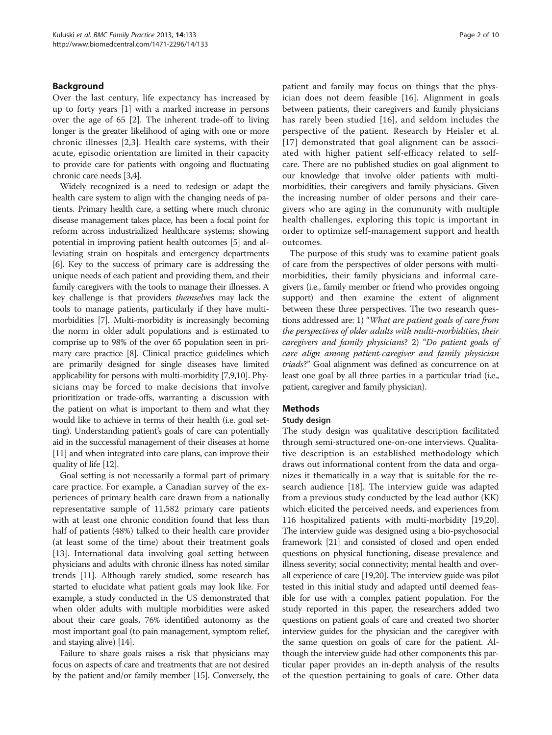## Background

Over the last century, life expectancy has increased by up to forty years [1] with a marked increase in persons over the age of 65 [2]. The inherent trade-off to living longer is the greater likelihood of aging with one or more chronic illnesses [2,3]. Health care systems, with their acute, episodic orientation are limited in their capacity to provide care for patients with ongoing and fluctuating chronic care needs [3,4].

Widely recognized is a need to redesign or adapt the health care system to align with the changing needs of patients. Primary health care, a setting where much chronic disease management takes place, has been a focal point for reform across industrialized healthcare systems; showing potential in improving patient health outcomes [5] and alleviating strain on hospitals and emergency departments [6]. Key to the success of primary care is addressing the unique needs of each patient and providing them, and their family caregivers with the tools to manage their illnesses. A key challenge is that providers *themselves* may lack the tools to manage patients, particularly if they have multi-morbidities [7]. Multi-morbidity is increasingly becoming the norm in older adult populations and is estimated to comprise up to 98% of the over 65 population seen in primary care practice [8]. Clinical practice guidelines which are primarily designed for single diseases have limited applicability for persons with multi-morbidity [7,9,10]. Physicians may be forced to make decisions that involve prioritization or trade-offs, warranting a discussion with the patient on what is important to them and what they would like to achieve in terms of their health (i.e. goal setting). Understanding patient's goals of care can potentially aid in the successful management of their diseases at home [11] and when integrated into care plans, can improve their quality of life [12].

Goal setting is not necessarily a formal part of primary care practice. For example, a Canadian survey of the experiences of primary health care drawn from a nationally representative sample of 11,582 primary care patients with at least one chronic condition found that less than half of patients (48%) talked to their health care provider (at least some of the time) about their treatment goals [13]. International data involving goal setting between physicians and adults with chronic illness has noted similar trends [11]. Although rarely studied, some research has started to elucidate what patient goals may look like. For example, a study conducted in the US demonstrated that when older adults with multiple morbidities were asked about their care goals, 76% identified autonomy as the most important goal (to pain management, symptom relief, and staying alive) [14].

Failure to share goals raises a risk that physicians may focus on aspects of care and treatments that are not desired by the patient and/or family member [15]. Conversely, the patient and family may focus on things that the physician does not deem feasible [16]. Alignment in goals between patients, their caregivers and family physicians has rarely been studied [16], and seldom includes the perspective of the patient. Research by Heisler et al. [17] demonstrated that goal alignment can be associated with higher patient self-efficacy related to self-care. There are no published studies on goal alignment to our knowledge that involve older patients with multi-morbidities, their caregivers and family physicians. Given the increasing number of older persons and their caregivers who are aging in the community with multiple health challenges, exploring this topic is important in order to optimize self-management support and health outcomes.

The purpose of this study was to examine patient goals of care from the perspectives of older persons with multi-morbidities, their family physicians and informal caregivers (i.e., family member or friend who provides ongoing support) and then examine the extent of alignment between these three perspectives. The two research questions addressed are: 1) "*What are patient goals of care from the perspectives of older adults with multi-morbidities, their caregivers and family physicians*? 2) "*Do patient goals of care align among patient-caregiver and family physician triads*?" Goal alignment was defined as concurrence on at least one goal by all three parties in a particular triad (i.e., patient, caregiver and family physician).

## Methods

### Study design

The study design was qualitative description facilitated through semi-structured one-on-one interviews. Qualitative description is an established methodology which draws out informational content from the data and organizes it thematically in a way that is suitable for the research audience [18]. The interview guide was adapted from a previous study conducted by the lead author (KK) which elicited the perceived needs, and experiences from 116 hospitalized patients with multi-morbidity [19,20]. The interview guide was designed using a bio-psychosocial framework [21] and consisted of closed and open ended questions on physical functioning, disease prevalence and illness severity; social connectivity; mental health and overall experience of care [19,20]. The interview guide was pilot tested in this initial study and adapted until deemed feasible for use with a complex patient population. For the study reported in this paper, the researchers added two questions on patient goals of care and created two shorter interview guides for the physician and the caregiver with the same question on goals of care for the patient. Although the interview guide had other components this particular paper provides an in-depth analysis of the results of the question pertaining to goals of care. Other data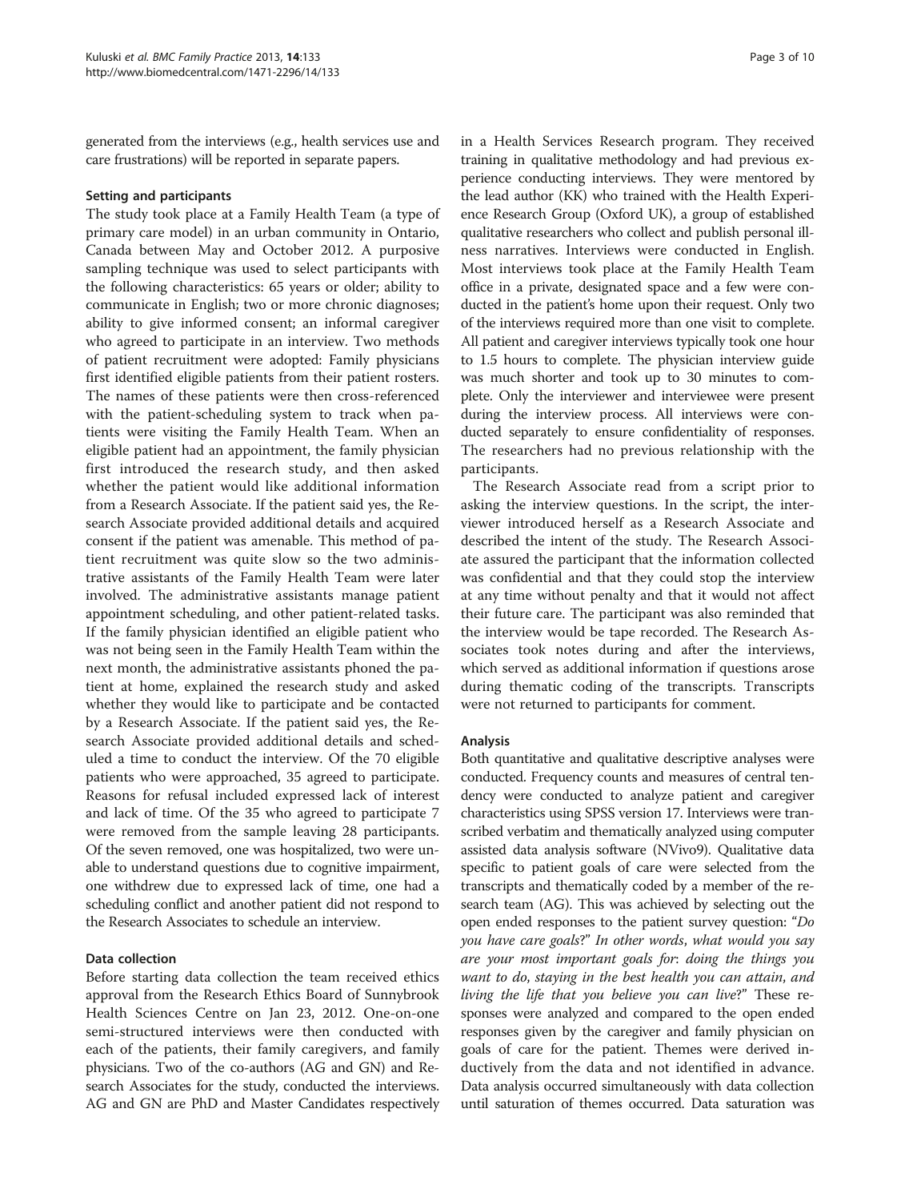generated from the interviews (e.g., health services use and care frustrations) will be reported in separate papers.

### Setting and participants

The study took place at a Family Health Team (a type of primary care model) in an urban community in Ontario, Canada between May and October 2012. A purposive sampling technique was used to select participants with the following characteristics: 65 years or older; ability to communicate in English; two or more chronic diagnoses; ability to give informed consent; an informal caregiver who agreed to participate in an interview. Two methods of patient recruitment were adopted: Family physicians first identified eligible patients from their patient rosters. The names of these patients were then cross-referenced with the patient-scheduling system to track when patients were visiting the Family Health Team. When an eligible patient had an appointment, the family physician first introduced the research study, and then asked whether the patient would like additional information from a Research Associate. If the patient said yes, the Research Associate provided additional details and acquired consent if the patient was amenable. This method of patient recruitment was quite slow so the two administrative assistants of the Family Health Team were later involved. The administrative assistants manage patient appointment scheduling, and other patient-related tasks. If the family physician identified an eligible patient who was not being seen in the Family Health Team within the next month, the administrative assistants phoned the patient at home, explained the research study and asked whether they would like to participate and be contacted by a Research Associate. If the patient said yes, the Research Associate provided additional details and scheduled a time to conduct the interview. Of the 70 eligible patients who were approached, 35 agreed to participate. Reasons for refusal included expressed lack of interest and lack of time. Of the 35 who agreed to participate 7 were removed from the sample leaving 28 participants. Of the seven removed, one was hospitalized, two were unable to understand questions due to cognitive impairment, one withdrew due to expressed lack of time, one had a scheduling conflict and another patient did not respond to the Research Associates to schedule an interview.

### Data collection

Before starting data collection the team received ethics approval from the Research Ethics Board of Sunnybrook Health Sciences Centre on Jan 23, 2012. One-on-one semi-structured interviews were then conducted with each of the patients, their family caregivers, and family physicians. Two of the co-authors (AG and GN) and Research Associates for the study, conducted the interviews. AG and GN are PhD and Master Candidates respectively in a Health Services Research program. They received training in qualitative methodology and had previous experience conducting interviews. They were mentored by the lead author (KK) who trained with the Health Experience Research Group (Oxford UK), a group of established qualitative researchers who collect and publish personal illness narratives. Interviews were conducted in English. Most interviews took place at the Family Health Team office in a private, designated space and a few were conducted in the patient's home upon their request. Only two of the interviews required more than one visit to complete. All patient and caregiver interviews typically took one hour to 1.5 hours to complete. The physician interview guide was much shorter and took up to 30 minutes to complete. Only the interviewer and interviewee were present during the interview process. All interviews were conducted separately to ensure confidentiality of responses. The researchers had no previous relationship with the participants.

The Research Associate read from a script prior to asking the interview questions. In the script, the interviewer introduced herself as a Research Associate and described the intent of the study. The Research Associate assured the participant that the information collected was confidential and that they could stop the interview at any time without penalty and that it would not affect their future care. The participant was also reminded that the interview would be tape recorded. The Research Associates took notes during and after the interviews, which served as additional information if questions arose during thematic coding of the transcripts. Transcripts were not returned to participants for comment.

### Analysis

Both quantitative and qualitative descriptive analyses were conducted. Frequency counts and measures of central tendency were conducted to analyze patient and caregiver characteristics using SPSS version 17. Interviews were transcribed verbatim and thematically analyzed using computer assisted data analysis software (NVivo9). Qualitative data specific to patient goals of care were selected from the transcripts and thematically coded by a member of the research team (AG). This was achieved by selecting out the open ended responses to the patient survey question: "*Do you have care goals*?" *In other words*, *what would you say are your most important goals for*: *doing the things you want to do*, *staying in the best health you can attain*, *and living the life that you believe you can live*?" These responses were analyzed and compared to the open ended responses given by the caregiver and family physician on goals of care for the patient. Themes were derived inductively from the data and not identified in advance. Data analysis occurred simultaneously with data collection until saturation of themes occurred. Data saturation was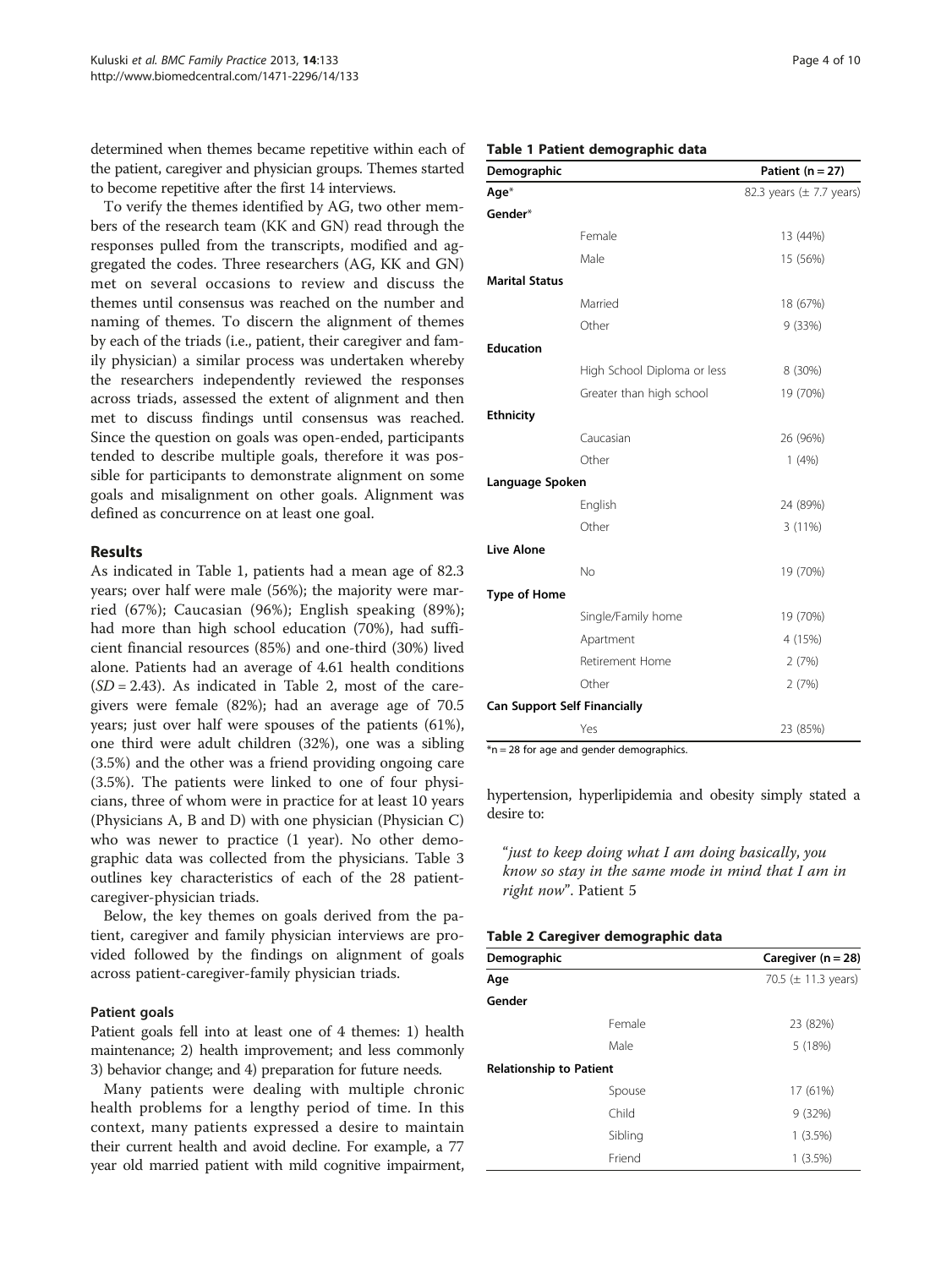determined when themes became repetitive within each of the patient, caregiver and physician groups. Themes started to become repetitive after the first 14 interviews.

To verify the themes identified by AG, two other members of the research team (KK and GN) read through the responses pulled from the transcripts, modified and aggregated the codes. Three researchers (AG, KK and GN) met on several occasions to review and discuss the themes until consensus was reached on the number and naming of themes. To discern the alignment of themes by each of the triads (i.e., patient, their caregiver and family physician) a similar process was undertaken whereby the researchers independently reviewed the responses across triads, assessed the extent of alignment and then met to discuss findings until consensus was reached. Since the question on goals was open-ended, participants tended to describe multiple goals, therefore it was possible for participants to demonstrate alignment on some goals and misalignment on other goals. Alignment was defined as concurrence on at least one goal.

## Results

As indicated in Table 1, patients had a mean age of 82.3 years; over half were male (56%); the majority were married (67%); Caucasian (96%); English speaking (89%); had more than high school education (70%), had sufficient financial resources (85%) and one-third (30%) lived alone. Patients had an average of 4.61 health conditions (*SD* = 2.43). As indicated in Table 2, most of the caregivers were female (82%); had an average age of 70.5 years; just over half were spouses of the patients (61%), one third were adult children (32%), one was a sibling (3.5%) and the other was a friend providing ongoing care (3.5%). The patients were linked to one of four physicians, three of whom were in practice for at least 10 years (Physicians A, B and D) with one physician (Physician C) who was newer to practice (1 year). No other demographic data was collected from the physicians. Table 3 outlines key characteristics of each of the 28 patient-caregiver-physician triads.

Below, the key themes on goals derived from the patient, caregiver and family physician interviews are provided followed by the findings on alignment of goals across patient-caregiver-family physician triads.

### Patient goals

Patient goals fell into at least one of 4 themes: 1) health maintenance; 2) health improvement; and less commonly 3) behavior change; and 4) preparation for future needs.

Many patients were dealing with multiple chronic health problems for a lengthy period of time. In this context, many patients expressed a desire to maintain their current health and avoid decline. For example, a 77 year old married patient with mild cognitive impairment, hypertension, hyperlipidemia and obesity simply stated a desire to:

> "*just to keep doing what I am doing basically, you know so stay in the same mode in mind that I am in right now*". Patient 5

**Table 1 Patient demographic data**

| Demographic | | Patient (n = 27) |
|---|---|---|
| **Age*** | | 82.3 years (± 7.7 years) |
| **Gender*** | | |
| | Female | 13 (44%) |
| | Male | 15 (56%) |
| **Marital Status** | | |
| | Married | 18 (67%) |
| | Other | 9 (33%) |
| **Education** | | |
| | High School Diploma or less | 8 (30%) |
| | Greater than high school | 19 (70%) |
| **Ethnicity** | | |
| | Caucasian | 26 (96%) |
| | Other | 1 (4%) |
| **Language Spoken** | | |
| | English | 24 (89%) |
| | Other | 3 (11%) |
| **Live Alone** | | |
| | No | 19 (70%) |
| **Type of Home** | | |
| | Single/Family home | 19 (70%) |
| | Apartment | 4 (15%) |
| | Retirement Home | 2 (7%) |
| | Other | 2 (7%) |
| **Can Support Self Financially** | | |
| | Yes | 23 (85%) |

*n = 28 for age and gender demographics.

**Table 2 Caregiver demographic data**

| Demographic | | Caregiver (n = 28) |
|---|---|---|
| **Age** | | 70.5 (± 11.3 years) |
| **Gender** | | |
| | Female | 23 (82%) |
| | Male | 5 (18%) |
| **Relationship to Patient** | | |
| | Spouse | 17 (61%) |
| | Child | 9 (32%) |
| | Sibling | 1 (3.5%) |
| | Friend | 1 (3.5%) |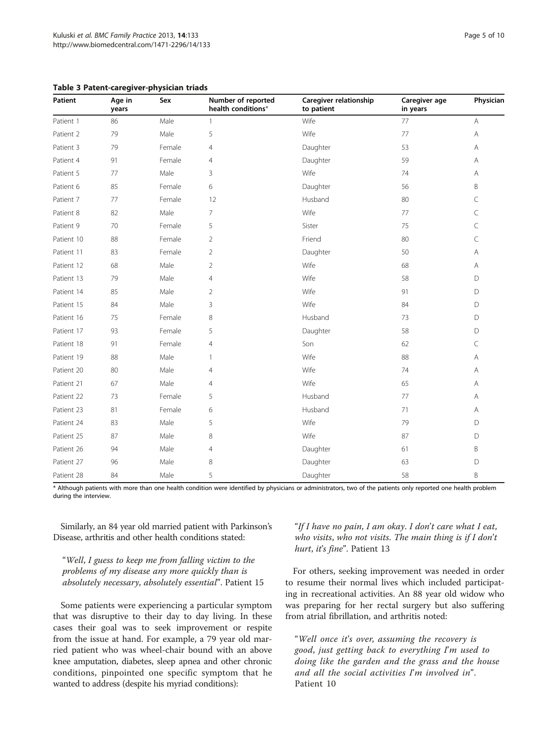**Table 3 Patent-caregiver-physician triads**

| Patient | Age in years | Sex | Number of reported health conditions* | Caregiver relationship to patient | Caregiver age in years | Physician |
|---|---|---|---|---|---|---|
| Patient 1 | 86 | Male | 1 | Wife | 77 | A |
| Patient 2 | 79 | Male | 5 | Wife | 77 | A |
| Patient 3 | 79 | Female | 4 | Daughter | 53 | A |
| Patient 4 | 91 | Female | 4 | Daughter | 59 | A |
| Patient 5 | 77 | Male | 3 | Wife | 74 | A |
| Patient 6 | 85 | Female | 6 | Daughter | 56 | B |
| Patient 7 | 77 | Female | 12 | Husband | 80 | C |
| Patient 8 | 82 | Male | 7 | Wife | 77 | C |
| Patient 9 | 70 | Female | 5 | Sister | 75 | C |
| Patient 10 | 88 | Female | 2 | Friend | 80 | C |
| Patient 11 | 83 | Female | 2 | Daughter | 50 | A |
| Patient 12 | 68 | Male | 2 | Wife | 68 | A |
| Patient 13 | 79 | Male | 4 | Wife | 58 | D |
| Patient 14 | 85 | Male | 2 | Wife | 91 | D |
| Patient 15 | 84 | Male | 3 | Wife | 84 | D |
| Patient 16 | 75 | Female | 8 | Husband | 73 | D |
| Patient 17 | 93 | Female | 5 | Daughter | 58 | D |
| Patient 18 | 91 | Female | 4 | Son | 62 | C |
| Patient 19 | 88 | Male | 1 | Wife | 88 | A |
| Patient 20 | 80 | Male | 4 | Wife | 74 | A |
| Patient 21 | 67 | Male | 4 | Wife | 65 | A |
| Patient 22 | 73 | Female | 5 | Husband | 77 | A |
| Patient 23 | 81 | Female | 6 | Husband | 71 | A |
| Patient 24 | 83 | Male | 5 | Wife | 79 | D |
| Patient 25 | 87 | Male | 8 | Wife | 87 | D |
| Patient 26 | 94 | Male | 4 | Daughter | 61 | B |
| Patient 27 | 96 | Male | 8 | Daughter | 63 | D |
| Patient 28 | 84 | Male | 5 | Daughter | 58 | B |

\* Although patients with more than one health condition were identified by physicians or administrators, two of the patients only reported one health problem during the interview.

Similarly, an 84 year old married patient with Parkinson's Disease, arthritis and other health conditions stated:

> "*Well, I guess to keep me from falling victim to the problems of my disease any more quickly than is absolutely necessary, absolutely essential*". Patient 15

Some patients were experiencing a particular symptom that was disruptive to their day to day living. In these cases their goal was to seek improvement or respite from the issue at hand. For example, a 79 year old married patient who was wheel-chair bound with an above knee amputation, diabetes, sleep apnea and other chronic conditions, pinpointed one specific symptom that he wanted to address (despite his myriad conditions):

> "*If I have no pain, I am okay. I don't care what I eat, who visits, who not visits. The main thing is if I don't hurt, it's fine*". Patient 13

For others, seeking improvement was needed in order to resume their normal lives which included participating in recreational activities. An 88 year old widow who was preparing for her rectal surgery but also suffering from atrial fibrillation, and arthritis noted:

> "*Well once it's over, assuming the recovery is good, just getting back to everything I'm used to doing like the garden and the grass and the house and all the social activities I'm involved in*". Patient 10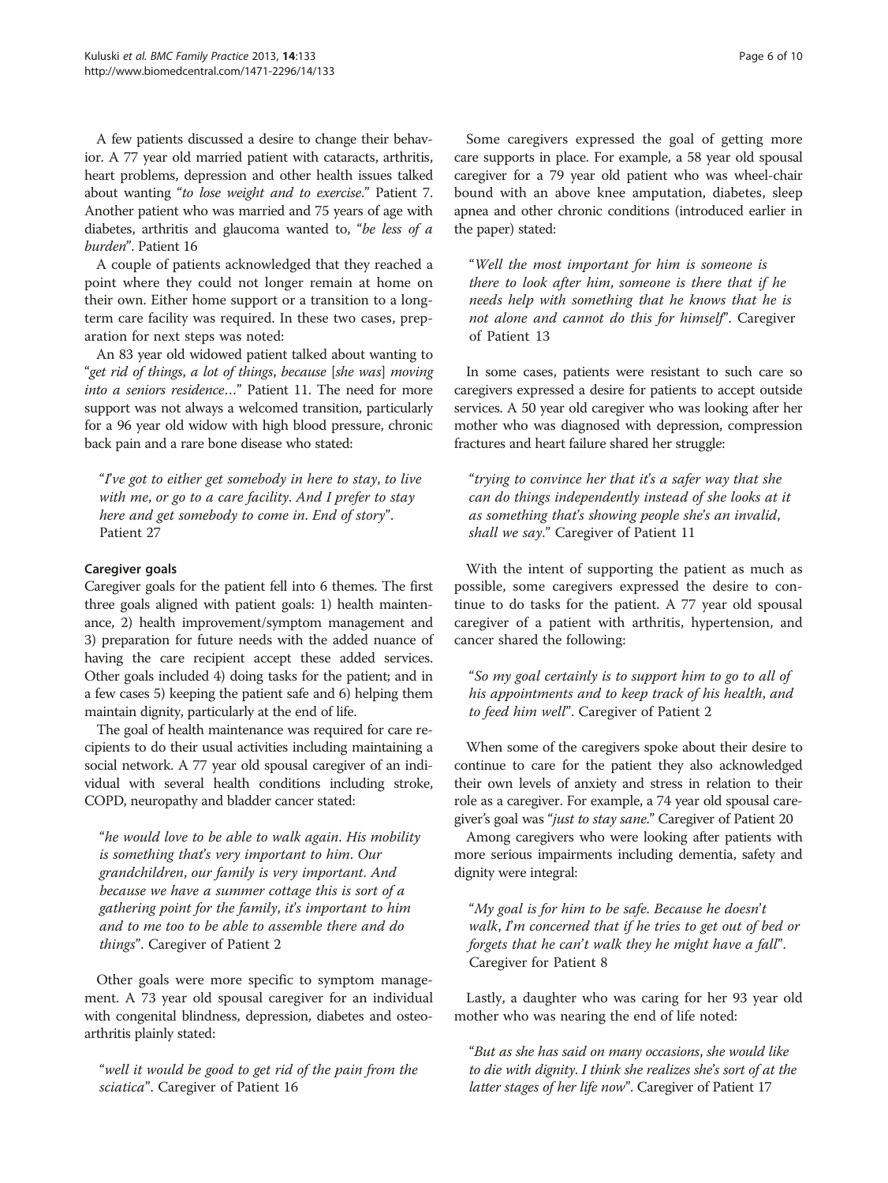A few patients discussed a desire to change their behavior. A 77 year old married patient with cataracts, arthritis, heart problems, depression and other health issues talked about wanting "*to lose weight and to exercise*." Patient 7. Another patient who was married and 75 years of age with diabetes, arthritis and glaucoma wanted to, "*be less of a burden*". Patient 16

A couple of patients acknowledged that they reached a point where they could not longer remain at home on their own. Either home support or a transition to a long-term care facility was required. In these two cases, preparation for next steps was noted:

An 83 year old widowed patient talked about wanting to "*get rid of things, a lot of things, because* [*she was*] *moving into a seniors residence…*" Patient 11. The need for more support was not always a welcomed transition, particularly for a 96 year old widow with high blood pressure, chronic back pain and a rare bone disease who stated:

> "*I've got to either get somebody in here to stay, to live with me, or go to a care facility. And I prefer to stay here and get somebody to come in. End of story*". Patient 27

#### Caregiver goals

Caregiver goals for the patient fell into 6 themes. The first three goals aligned with patient goals: 1) health maintenance, 2) health improvement/symptom management and 3) preparation for future needs with the added nuance of having the care recipient accept these added services. Other goals included 4) doing tasks for the patient; and in a few cases 5) keeping the patient safe and 6) helping them maintain dignity, particularly at the end of life.

The goal of health maintenance was required for care recipients to do their usual activities including maintaining a social network. A 77 year old spousal caregiver of an individual with several health conditions including stroke, COPD, neuropathy and bladder cancer stated:

> "*he would love to be able to walk again. His mobility is something that's very important to him. Our grandchildren, our family is very important. And because we have a summer cottage this is sort of a gathering point for the family, it's important to him and to me too to be able to assemble there and do things*". Caregiver of Patient 2

Other goals were more specific to symptom management. A 73 year old spousal caregiver for an individual with congenital blindness, depression, diabetes and osteoarthritis plainly stated:

> "*well it would be good to get rid of the pain from the sciatica*". Caregiver of Patient 16

Some caregivers expressed the goal of getting more care supports in place. For example, a 58 year old spousal caregiver for a 79 year old patient who was wheel-chair bound with an above knee amputation, diabetes, sleep apnea and other chronic conditions (introduced earlier in the paper) stated:

> "*Well the most important for him is someone is there to look after him, someone is there that if he needs help with something that he knows that he is not alone and cannot do this for himself*". Caregiver of Patient 13

In some cases, patients were resistant to such care so caregivers expressed a desire for patients to accept outside services. A 50 year old caregiver who was looking after her mother who was diagnosed with depression, compression fractures and heart failure shared her struggle:

> "*trying to convince her that it's a safer way that she can do things independently instead of she looks at it as something that's showing people she's an invalid, shall we say*." Caregiver of Patient 11

With the intent of supporting the patient as much as possible, some caregivers expressed the desire to continue to do tasks for the patient. A 77 year old spousal caregiver of a patient with arthritis, hypertension, and cancer shared the following:

> "*So my goal certainly is to support him to go to all of his appointments and to keep track of his health, and to feed him well*". Caregiver of Patient 2

When some of the caregivers spoke about their desire to continue to care for the patient they also acknowledged their own levels of anxiety and stress in relation to their role as a caregiver. For example, a 74 year old spousal caregiver's goal was "*just to stay sane*." Caregiver of Patient 20

Among caregivers who were looking after patients with more serious impairments including dementia, safety and dignity were integral:

> "*My goal is for him to be safe. Because he doesn't walk, I'm concerned that if he tries to get out of bed or forgets that he can't walk they he might have a fall*". Caregiver for Patient 8

Lastly, a daughter who was caring for her 93 year old mother who was nearing the end of life noted:

> "*But as she has said on many occasions, she would like to die with dignity. I think she realizes she's sort of at the latter stages of her life now*". Caregiver of Patient 17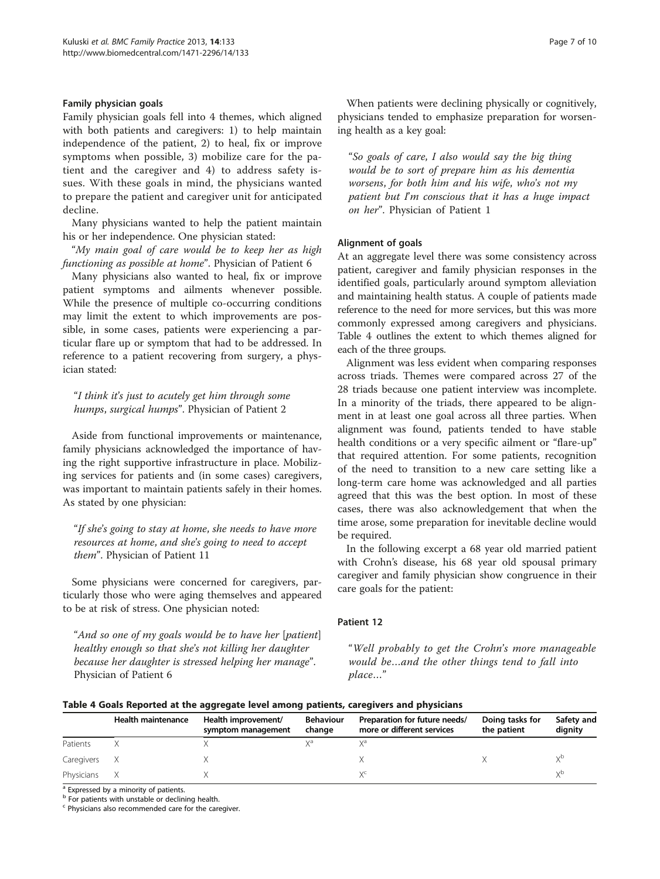#### Family physician goals

Family physician goals fell into 4 themes, which aligned with both patients and caregivers: 1) to help maintain independence of the patient, 2) to heal, fix or improve symptoms when possible, 3) mobilize care for the patient and the caregiver and 4) to address safety issues. With these goals in mind, the physicians wanted to prepare the patient and caregiver unit for anticipated decline.

Many physicians wanted to help the patient maintain his or her independence. One physician stated:

"*My main goal of care would be to keep her as high functioning as possible at home*". Physician of Patient 6

Many physicians also wanted to heal, fix or improve patient symptoms and ailments whenever possible. While the presence of multiple co-occurring conditions may limit the extent to which improvements are possible, in some cases, patients were experiencing a particular flare up or symptom that had to be addressed. In reference to a patient recovering from surgery, a physician stated:

> "*I think it's just to acutely get him through some humps, surgical humps*". Physician of Patient 2

Aside from functional improvements or maintenance, family physicians acknowledged the importance of having the right supportive infrastructure in place. Mobilizing services for patients and (in some cases) caregivers, was important to maintain patients safely in their homes. As stated by one physician:

> "*If she's going to stay at home, she needs to have more resources at home, and she's going to need to accept them*". Physician of Patient 11

Some physicians were concerned for caregivers, particularly those who were aging themselves and appeared to be at risk of stress. One physician noted:

> "*And so one of my goals would be to have her [patient] healthy enough so that she's not killing her daughter because her daughter is stressed helping her manage*". Physician of Patient 6

When patients were declining physically or cognitively, physicians tended to emphasize preparation for worsening health as a key goal:

> "*So goals of care, I also would say the big thing would be to sort of prepare him as his dementia worsens, for both him and his wife, who's not my patient but I'm conscious that it has a huge impact on her*". Physician of Patient 1

#### Alignment of goals

At an aggregate level there was some consistency across patient, caregiver and family physician responses in the identified goals, particularly around symptom alleviation and maintaining health status. A couple of patients made reference to the need for more services, but this was more commonly expressed among caregivers and physicians. Table 4 outlines the extent to which themes aligned for each of the three groups.

Alignment was less evident when comparing responses across triads. Themes were compared across 27 of the 28 triads because one patient interview was incomplete. In a minority of the triads, there appeared to be alignment in at least one goal across all three parties. When alignment was found, patients tended to have stable health conditions or a very specific ailment or "flare-up" that required attention. For some patients, recognition of the need to transition to a new care setting like a long-term care home was acknowledged and all parties agreed that this was the best option. In most of these cases, there was also acknowledgement that when the time arose, some preparation for inevitable decline would be required.

In the following excerpt a 68 year old married patient with Crohn's disease, his 68 year old spousal primary caregiver and family physician show congruence in their care goals for the patient:

#### Patient 12

> "*Well probably to get the Crohn's more manageable would be…and the other things tend to fall into place…*"

**Table 4 Goals Reported at the aggregate level among patients, caregivers and physicians**

| | Health maintenance | Health improvement/ symptom management | Behaviour change | Preparation for future needs/ more or different services | Doing tasks for the patient | Safety and dignity |
|---|---|---|---|---|---|---|
| Patients | X | X | X[a] | X[a] | | |
| Caregivers | X | X | | X | X | X[b] |
| Physicians | X | X | | X[c] | | X[b] |

[a] Expressed by a minority of patients.
[b] For patients with unstable or declining health.
[c] Physicians also recommended care for the caregiver.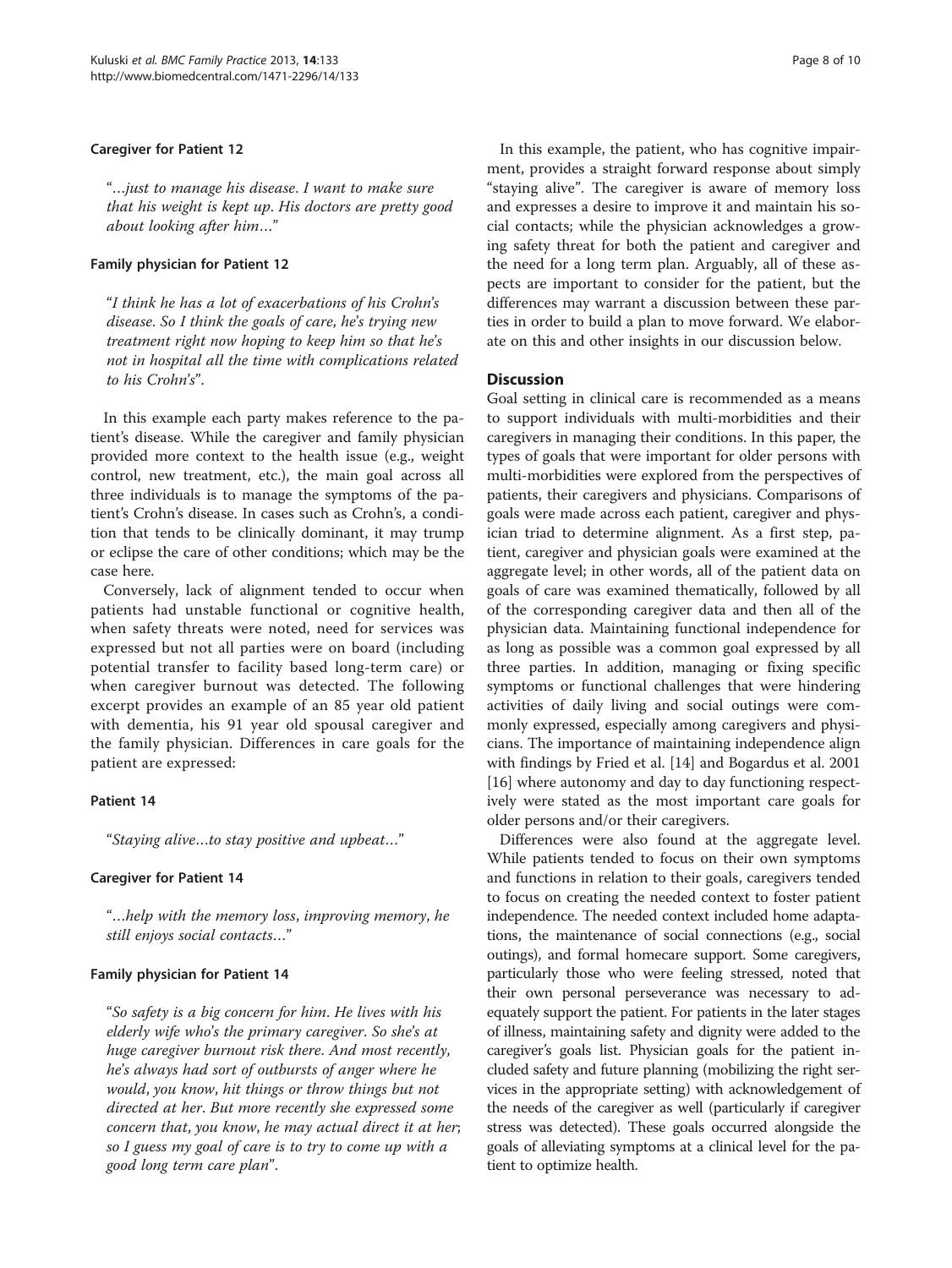#### Caregiver for Patient 12

> "…just to manage his disease. I want to make sure that his weight is kept up. His doctors are pretty good about looking after him…"

#### Family physician for Patient 12

> "I think he has a lot of exacerbations of his Crohn's disease. So I think the goals of care, he's trying new treatment right now hoping to keep him so that he's not in hospital all the time with complications related to his Crohn's".

In this example each party makes reference to the patient's disease. While the caregiver and family physician provided more context to the health issue (e.g., weight control, new treatment, etc.), the main goal across all three individuals is to manage the symptoms of the patient's Crohn's disease. In cases such as Crohn's, a condition that tends to be clinically dominant, it may trump or eclipse the care of other conditions; which may be the case here.

Conversely, lack of alignment tended to occur when patients had unstable functional or cognitive health, when safety threats were noted, need for services was expressed but not all parties were on board (including potential transfer to facility based long-term care) or when caregiver burnout was detected. The following excerpt provides an example of an 85 year old patient with dementia, his 91 year old spousal caregiver and the family physician. Differences in care goals for the patient are expressed:

#### Patient 14

> "Staying alive…to stay positive and upbeat…"

#### Caregiver for Patient 14

> "…help with the memory loss, improving memory, he still enjoys social contacts…"

#### Family physician for Patient 14

> "So safety is a big concern for him. He lives with his elderly wife who's the primary caregiver. So she's at huge caregiver burnout risk there. And most recently, he's always had sort of outbursts of anger where he would, you know, hit things or throw things but not directed at her. But more recently she expressed some concern that, you know, he may actual direct it at her; so I guess my goal of care is to try to come up with a good long term care plan".

In this example, the patient, who has cognitive impairment, provides a straight forward response about simply "staying alive". The caregiver is aware of memory loss and expresses a desire to improve it and maintain his social contacts; while the physician acknowledges a growing safety threat for both the patient and caregiver and the need for a long term plan. Arguably, all of these aspects are important to consider for the patient, but the differences may warrant a discussion between these parties in order to build a plan to move forward. We elaborate on this and other insights in our discussion below.

## Discussion

Goal setting in clinical care is recommended as a means to support individuals with multi-morbidities and their caregivers in managing their conditions. In this paper, the types of goals that were important for older persons with multi-morbidities were explored from the perspectives of patients, their caregivers and physicians. Comparisons of goals were made across each patient, caregiver and physician triad to determine alignment. As a first step, patient, caregiver and physician goals were examined at the aggregate level; in other words, all of the patient data on goals of care was examined thematically, followed by all of the corresponding caregiver data and then all of the physician data. Maintaining functional independence for as long as possible was a common goal expressed by all three parties. In addition, managing or fixing specific symptoms or functional challenges that were hindering activities of daily living and social outings were commonly expressed, especially among caregivers and physicians. The importance of maintaining independence align with findings by Fried et al. [14] and Bogardus et al. 2001 [16] where autonomy and day to day functioning respectively were stated as the most important care goals for older persons and/or their caregivers.

Differences were also found at the aggregate level. While patients tended to focus on their own symptoms and functions in relation to their goals, caregivers tended to focus on creating the needed context to foster patient independence. The needed context included home adaptations, the maintenance of social connections (e.g., social outings), and formal homecare support. Some caregivers, particularly those who were feeling stressed, noted that their own personal perseverance was necessary to adequately support the patient. For patients in the later stages of illness, maintaining safety and dignity were added to the caregiver's goals list. Physician goals for the patient included safety and future planning (mobilizing the right services in the appropriate setting) with acknowledgement of the needs of the caregiver as well (particularly if caregiver stress was detected). These goals occurred alongside the goals of alleviating symptoms at a clinical level for the patient to optimize health.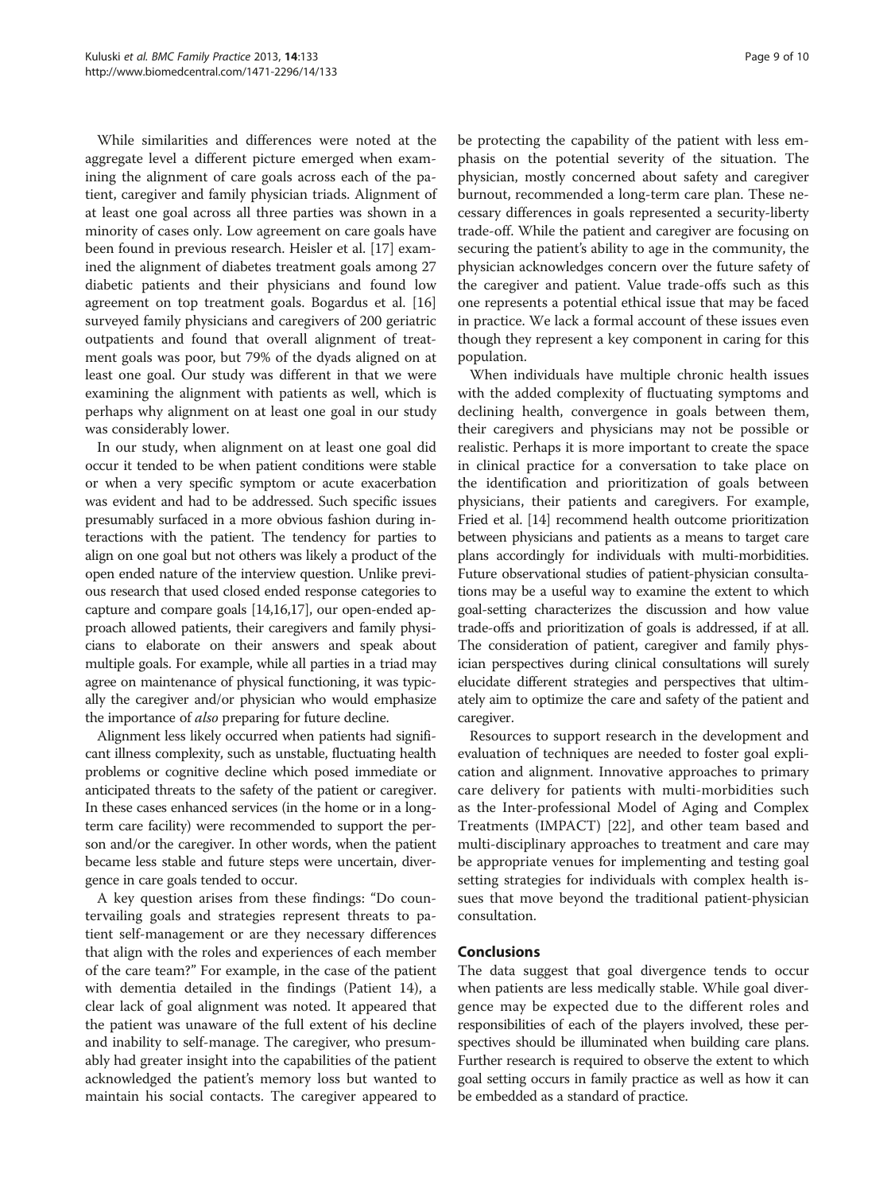While similarities and differences were noted at the aggregate level a different picture emerged when examining the alignment of care goals across each of the patient, caregiver and family physician triads. Alignment of at least one goal across all three parties was shown in a minority of cases only. Low agreement on care goals have been found in previous research. Heisler et al. [17] examined the alignment of diabetes treatment goals among 27 diabetic patients and their physicians and found low agreement on top treatment goals. Bogardus et al. [16] surveyed family physicians and caregivers of 200 geriatric outpatients and found that overall alignment of treatment goals was poor, but 79% of the dyads aligned on at least one goal. Our study was different in that we were examining the alignment with patients as well, which is perhaps why alignment on at least one goal in our study was considerably lower.

In our study, when alignment on at least one goal did occur it tended to be when patient conditions were stable or when a very specific symptom or acute exacerbation was evident and had to be addressed. Such specific issues presumably surfaced in a more obvious fashion during interactions with the patient. The tendency for parties to align on one goal but not others was likely a product of the open ended nature of the interview question. Unlike previous research that used closed ended response categories to capture and compare goals [14,16,17], our open-ended approach allowed patients, their caregivers and family physicians to elaborate on their answers and speak about multiple goals. For example, while all parties in a triad may agree on maintenance of physical functioning, it was typically the caregiver and/or physician who would emphasize the importance of *also* preparing for future decline.

Alignment less likely occurred when patients had significant illness complexity, such as unstable, fluctuating health problems or cognitive decline which posed immediate or anticipated threats to the safety of the patient or caregiver. In these cases enhanced services (in the home or in a long-term care facility) were recommended to support the person and/or the caregiver. In other words, when the patient became less stable and future steps were uncertain, divergence in care goals tended to occur.

A key question arises from these findings: "Do countervailing goals and strategies represent threats to patient self-management or are they necessary differences that align with the roles and experiences of each member of the care team?" For example, in the case of the patient with dementia detailed in the findings (Patient 14), a clear lack of goal alignment was noted. It appeared that the patient was unaware of the full extent of his decline and inability to self-manage. The caregiver, who presumably had greater insight into the capabilities of the patient acknowledged the patient's memory loss but wanted to maintain his social contacts. The caregiver appeared to be protecting the capability of the patient with less emphasis on the potential severity of the situation. The physician, mostly concerned about safety and caregiver burnout, recommended a long-term care plan. These necessary differences in goals represented a security-liberty trade-off. While the patient and caregiver are focusing on securing the patient's ability to age in the community, the physician acknowledges concern over the future safety of the caregiver and patient. Value trade-offs such as this one represents a potential ethical issue that may be faced in practice. We lack a formal account of these issues even though they represent a key component in caring for this population.

When individuals have multiple chronic health issues with the added complexity of fluctuating symptoms and declining health, convergence in goals between them, their caregivers and physicians may not be possible or realistic. Perhaps it is more important to create the space in clinical practice for a conversation to take place on the identification and prioritization of goals between physicians, their patients and caregivers. For example, Fried et al. [14] recommend health outcome prioritization between physicians and patients as a means to target care plans accordingly for individuals with multi-morbidities. Future observational studies of patient-physician consultations may be a useful way to examine the extent to which goal-setting characterizes the discussion and how value trade-offs and prioritization of goals is addressed, if at all. The consideration of patient, caregiver and family physician perspectives during clinical consultations will surely elucidate different strategies and perspectives that ultimately aim to optimize the care and safety of the patient and caregiver.

Resources to support research in the development and evaluation of techniques are needed to foster goal explication and alignment. Innovative approaches to primary care delivery for patients with multi-morbidities such as the Inter-professional Model of Aging and Complex Treatments (IMPACT) [22], and other team based and multi-disciplinary approaches to treatment and care may be appropriate venues for implementing and testing goal setting strategies for individuals with complex health issues that move beyond the traditional patient-physician consultation.

## Conclusions

The data suggest that goal divergence tends to occur when patients are less medically stable. While goal divergence may be expected due to the different roles and responsibilities of each of the players involved, these perspectives should be illuminated when building care plans. Further research is required to observe the extent to which goal setting occurs in family practice as well as how it can be embedded as a standard of practice.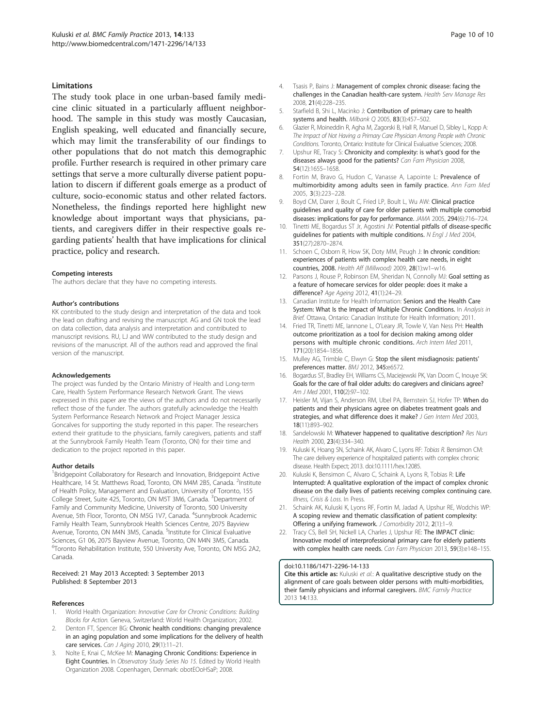## Limitations

The study took place in one urban-based family medicine clinic situated in a particularly affluent neighborhood. The sample in this study was mostly Caucasian, English speaking, well educated and financially secure, which may limit the transferability of our findings to other populations that do not match this demographic profile. Further research is required in other primary care settings that serve a more culturally diverse patient population to discern if different goals emerge as a product of culture, socio-economic status and other related factors. Nonetheless, the findings reported here highlight new knowledge about important ways that physicians, patients, and caregivers differ in their respective goals regarding patients' health that have implications for clinical practice, policy and research.

#### Competing interests

The authors declare that they have no competing interests.

#### Author's contributions

KK contributed to the study design and interpretation of the data and took the lead on drafting and revising the manuscript. AG and GN took the lead on data collection, data analysis and interpretation and contributed to manuscript revisions. RU, LJ and WW contributed to the study design and revisions of the manuscript. All of the authors read and approved the final version of the manuscript.

#### Acknowledgements

The project was funded by the Ontario Ministry of Health and Long-term Care, Health System Performance Research Network Grant. The views expressed in this paper are the views of the authors and do not necessarily reflect those of the funder. The authors gratefully acknowledge the Health System Performance Research Network and Project Manager Jessica Goncalves for supporting the study reported in this paper. The researchers extend their gratitude to the physicians, family caregivers, patients and staff at the Sunnybrook Family Health Team (Toronto, ON) for their time and dedication to the project reported in this paper.

#### Author details

[1]Bridgepoint Collaboratory for Research and Innovation, Bridgepoint Active Healthcare, 14 St. Matthews Road, Toronto, ON M4M 2B5, Canada. [2]Institute of Health Policy, Management and Evaluation, University of Toronto, 155 College Street, Suite 425, Toronto, ON M5T 3M6, Canada. [3]Department of Family and Community Medicine, University of Toronto, 500 University Avenue, 5th Floor, Toronto, ON M5G 1V7, Canada. [4]Sunnybrook Academic Family Health Team, Sunnybrook Health Sciences Centre, 2075 Bayview Avenue, Toronto, ON M4N 3M5, Canada. [5]Institute for Clinical Evaluative Sciences, G1 06, 2075 Bayview Avenue, Toronto, ON M4N 3M5, Canada. [6]Toronto Rehabilitation Institute, 550 University Ave, Toronto, ON M5G 2A2, Canada.

Received: 21 May 2013 Accepted: 3 September 2013
Published: 8 September 2013

#### References

1. World Health Organization: *Innovative Care for Chronic Conditions: Building Blocks for Action.* Geneva, Switzerland: World Health Organization; 2002.
2. Denton FT, Spencer BG: **Chronic health conditions: changing prevalence in an aging population and some implications for the delivery of health care services.** *Can J Aging* 2010, **29**(1):11–21.
3. Nolte E, Knai C, McKee M: **Managing Chronic Conditions: Experience in Eight Countries.** In *Observatory Study Series No 15.* Edited by World Health Organization 2008. Copenhagen, Denmark: obotEOoHSaP; 2008.
4. Tsasis P, Bains J: **Management of complex chronic disease: facing the challenges in the Canadian health-care system.** *Health Serv Manage Res* 2008, **21**(4):228–235.
5. Starfield B, Shi L, Macinko J: **Contribution of primary care to health systems and health.** *Milbank Q* 2005, **83**(3):457–502.
6. Glazier R, Moineddin R, Agha M, Zagorski B, Hall R, Manuel D, Sibley L, Kopp A: *The Impact of Not Having a Primary Care Physician Among People with Chronic Conditions.* Toronto, Ontario: Institute for Clinical Evaluative Sciences; 2008.
7. Upshur RE, Tracy S: **Chronicity and complexity: is what's good for the diseases always good for the patients?** *Can Fam Physician* 2008, **54**(12):1655–1658.
8. Fortin M, Bravo G, Hudon C, Vanasse A, Lapointe L: **Prevalence of multimorbidity among adults seen in family practice.** *Ann Fam Med* 2005, **3**(3):223–228.
9. Boyd CM, Darer J, Boult C, Fried LP, Boult L, Wu AW: **Clinical practice guidelines and quality of care for older patients with multiple comorbid diseases: implications for pay for performance.** *JAMA* 2005, **294**(6):716–724.
10. Tinetti ME, Bogardus ST Jr, Agostini JV: **Potential pitfalls of disease-specific guidelines for patients with multiple conditions.** *N Engl J Med* 2004, **351**(27):2870–2874.
11. Schoen C, Osborn R, How SK, Doty MM, Peugh J: **In chronic condition: experiences of patients with complex health care needs, in eight countries, 2008.** *Health Aff (Millwood)* 2009, **28**(1):w1–w16.
12. Parsons J, Rouse P, Robinson EM, Sheridan N, Connolly MJ: **Goal setting as a feature of homecare services for older people: does it make a difference?** *Age Ageing* 2012, **41**(1):24–29.
13. Canadian Institute for Health Information: **Seniors and the Health Care System: What Is the Impact of Multiple Chronic Conditions.** In *Analysis in Brief.* Ottawa, Ontario: Canadian Institute for Health Information; 2011.
14. Fried TR, Tinetti ME, Iannone L, O'Leary JR, Towle V, Van Ness PH: **Health outcome prioritization as a tool for decision making among older persons with multiple chronic conditions.** *Arch Intern Med* 2011, **171**(20):1854–1856.
15. Mulley AG, Trimble C, Elwyn G: **Stop the silent misdiagnosis: patients' preferences matter.** *BMJ* 2012, **345**:e6572.
16. Bogardus ST, Bradley EH, Williams CS, Maciejewski PK, Van Doorn C, Inouye SK: **Goals for the care of frail older adults: do caregivers and clinicians agree?** *Am J Med* 2001, **110**(2):97–102.
17. Heisler M, Vijan S, Anderson RM, Ubel PA, Bernstein SJ, Hofer TP: **When do patients and their physicians agree on diabetes treatment goals and strategies, and what difference does it make?** *J Gen Intern Med* 2003, **18**(11):893–902.
18. Sandelowski M: **Whatever happened to qualitative description?** *Res Nurs Health* 2000, **23**(4):334–340.
19. Kuluski K, Hoang SN, Schaink AK, Alvaro C, Lyons RF: *Tobias R.* Bensimon CM: The care delivery experience of hospitalized patients with complex chronic disease. Health Expect; 2013. doi:10.1111/hex.12085.
20. Kuluski K, Bensimon C, Alvaro C, Schaink A, Lyons R, Tobias R: **Life Interrupted: A qualitative exploration of the impact of complex chronic disease on the daily lives of patients receiving complex continuing care.** *Illness, Crisis & Loss.* In Press.
21. Schaink AK, Kuluski K, Lyons RF, Fortin M, Jadad A, Upshur RE, Wodchis WP: **A scoping review and thematic classification of patient complexity: Offering a unifying framework.** *J Comorbidity* 2012, **2**(1):1–9.
22. Tracy CS, Bell SH, Nickell LA, Charles J, Upshur RE: **The IMPACT clinic: Innovative model of interprofessional primary care for elderly patients with complex health care needs.** *Can Fam Physician* 2013, **59**(3):e148–155.

doi:10.1186/1471-2296-14-133

**Cite this article as:** Kuluski *et al.*: A qualitative descriptive study on the alignment of care goals between older persons with multi-morbidities, their family physicians and informal caregivers. *BMC Family Practice* 2013 **14**:133.